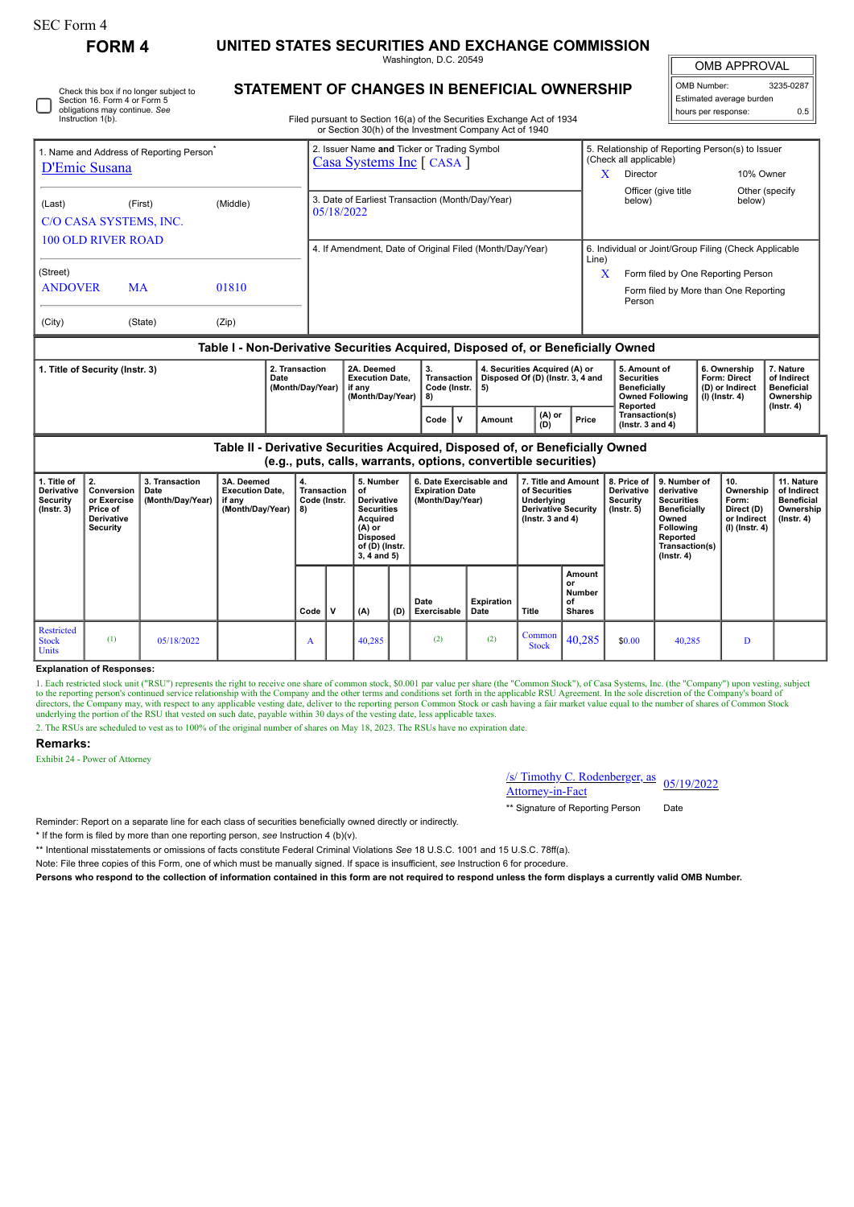SEC Form 4

**FORM 4**

# UNITED STATES SECURITIES AND EXCHANGE COMMISSION

Washington, D.C. 20549

## STATEMENT OF CHANGES IN BENEFICIAL OWNERSHIP

Filed pursuant to Section 16(a) of the Securities Exchange Act of 1934 or Section 30(h) of the Investment Company Act of 1940

| OMB APPROVAL | |
|---|---|
| OMB Number: | 3235-0287 |
| Estimated average burden | |
| hours per response: | 0.5 |

☐ Check this box if no longer subject to Section 16. Form 4 or Form 5 obligations may continue. *See* Instruction 1(b).

1. Name and Address of Reporting Person*
D'Emic Susana

(Last) (First) (Middle)
C/O CASA SYSTEMS, INC.
100 OLD RIVER ROAD

(Street)
ANDOVER MA 01810

(City) (State) (Zip)

2. Issuer Name **and** Ticker or Trading Symbol
Casa Systems Inc [ CASA ]

3. Date of Earliest Transaction (Month/Day/Year)
05/18/2022

4. If Amendment, Date of Original Filed (Month/Day/Year)

5. Relationship of Reporting Person(s) to Issuer (Check all applicable)
X Director
10% Owner
Officer (give title below)
Other (specify below)

6. Individual or Joint/Group Filing (Check Applicable Line)
X Form filed by One Reporting Person
Form filed by More than One Reporting Person

### Table I - Non-Derivative Securities Acquired, Disposed of, or Beneficially Owned

| 1. Title of Security (Instr. 3) | 2. Transaction Date (Month/Day/Year) | 2A. Deemed Execution Date, if any (Month/Day/Year) | 3. Transaction Code (Instr. 8) | | 4. Securities Acquired (A) or Disposed Of (D) (Instr. 3, 4 and 5) | | | 5. Amount of Securities Beneficially Owned Following Reported Transaction(s) (Instr. 3 and 4) | 6. Ownership Form: Direct (D) or Indirect (I) (Instr. 4) | 7. Nature of Indirect Beneficial Ownership (Instr. 4) |
|---|---|---|---|---|---|---|---|---|---|---|
| | | | Code | V | Amount | (A) or (D) | Price | | | |

### Table II - Derivative Securities Acquired, Disposed of, or Beneficially Owned (e.g., puts, calls, warrants, options, convertible securities)

| 1. Title of Derivative Security (Instr. 3) | 2. Conversion or Exercise Price of Derivative Security | 3. Transaction Date (Month/Day/Year) | 3A. Deemed Execution Date, if any (Month/Day/Year) | 4. Transaction Code (Instr. 8) | | 5. Number of Derivative Securities Acquired (A) or Disposed of (D) (Instr. 3, 4 and 5) | | 6. Date Exercisable and Expiration Date (Month/Day/Year) | | 7. Title and Amount of Securities Underlying Derivative Security (Instr. 3 and 4) | | 8. Price of Derivative Security (Instr. 5) | 9. Number of derivative Securities Beneficially Owned Following Reported Transaction(s) (Instr. 4) | 10. Ownership Form: Direct (D) or Indirect (I) (Instr. 4) | 11. Nature of Indirect Beneficial Ownership (Instr. 4) |
|---|---|---|---|---|---|---|---|---|---|---|---|---|---|---|---|
| | | | | Code | V | (A) | (D) | Date Exercisable | Expiration Date | Title | Amount or Number of Shares | | | | |
| Restricted Stock Units | (1) | 05/18/2022 | | A | | 40,285 | | (2) | (2) | Common Stock | 40,285 | $0.00 | 40,285 | D | |

**Explanation of Responses:**

1. Each restricted stock unit ("RSU") represents the right to receive one share of common stock, $0.001 par value per share (the "Common Stock"), of Casa Systems, Inc. (the "Company") upon vesting, subject to the reporting person's continued service relationship with the Company and the other terms and conditions set forth in the applicable RSU Agreement. In the sole discretion of the Company's board of directors, the Company may, with respect to any applicable vesting date, deliver to the reporting person Common Stock or cash having a fair market value equal to the number of shares of Common Stock underlying the portion of the RSU that vested on such date, payable within 30 days of the vesting date, less applicable taxes.

2. The RSUs are scheduled to vest as to 100% of the original number of shares on May 18, 2023. The RSUs have no expiration date.

**Remarks:**

Exhibit 24 - Power of Attorney

/s/ Timothy C. Rodenberger, as Attorney-in-Fact — 05/19/2022

** Signature of Reporting Person — Date

Reminder: Report on a separate line for each class of securities beneficially owned directly or indirectly.

* If the form is filed by more than one reporting person, *see* Instruction 4 (b)(v).

** Intentional misstatements or omissions of facts constitute Federal Criminal Violations *See* 18 U.S.C. 1001 and 15 U.S.C. 78ff(a).

Note: File three copies of this Form, one of which must be manually signed. If space is insufficient, *see* Instruction 6 for procedure.

**Persons who respond to the collection of information contained in this form are not required to respond unless the form displays a currently valid OMB Number.**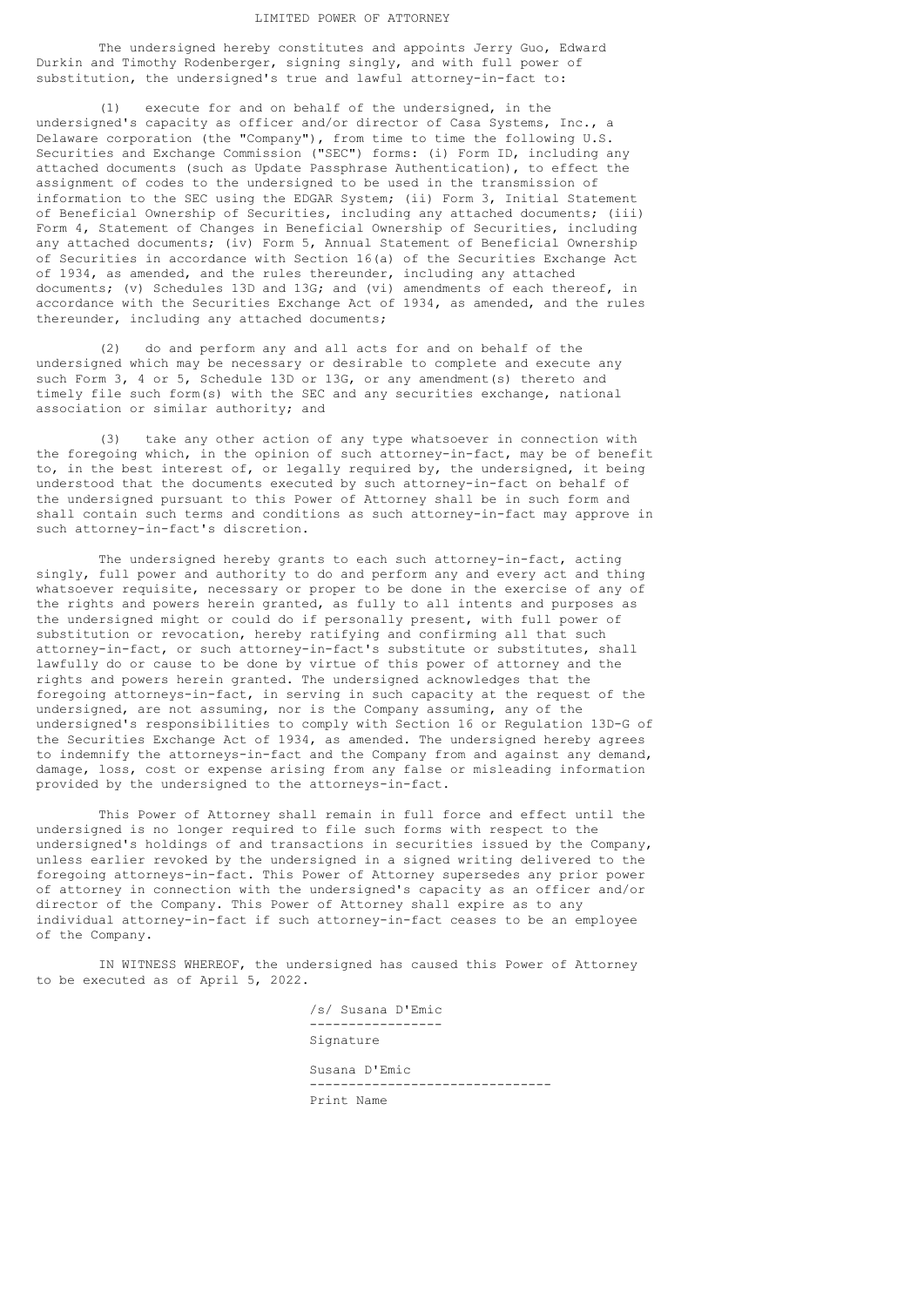# LIMITED POWER OF ATTORNEY

The undersigned hereby constitutes and appoints Jerry Guo, Edward Durkin and Timothy Rodenberger, signing singly, and with full power of substitution, the undersigned's true and lawful attorney-in-fact to:

(1) execute for and on behalf of the undersigned, in the undersigned's capacity as officer and/or director of Casa Systems, Inc., a Delaware corporation (the "Company"), from time to time the following U.S. Securities and Exchange Commission ("SEC") forms: (i) Form ID, including any attached documents (such as Update Passphrase Authentication), to effect the assignment of codes to the undersigned to be used in the transmission of information to the SEC using the EDGAR System; (ii) Form 3, Initial Statement of Beneficial Ownership of Securities, including any attached documents; (iii) Form 4, Statement of Changes in Beneficial Ownership of Securities, including any attached documents; (iv) Form 5, Annual Statement of Beneficial Ownership of Securities in accordance with Section 16(a) of the Securities Exchange Act of 1934, as amended, and the rules thereunder, including any attached documents; (v) Schedules 13D and 13G; and (vi) amendments of each thereof, in accordance with the Securities Exchange Act of 1934, as amended, and the rules thereunder, including any attached documents;

(2) do and perform any and all acts for and on behalf of the undersigned which may be necessary or desirable to complete and execute any such Form 3, 4 or 5, Schedule 13D or 13G, or any amendment(s) thereto and timely file such form(s) with the SEC and any securities exchange, national association or similar authority; and

(3) take any other action of any type whatsoever in connection with the foregoing which, in the opinion of such attorney-in-fact, may be of benefit to, in the best interest of, or legally required by, the undersigned, it being understood that the documents executed by such attorney-in-fact on behalf of the undersigned pursuant to this Power of Attorney shall be in such form and shall contain such terms and conditions as such attorney-in-fact may approve in such attorney-in-fact's discretion.

The undersigned hereby grants to each such attorney-in-fact, acting singly, full power and authority to do and perform any and every act and thing whatsoever requisite, necessary or proper to be done in the exercise of any of the rights and powers herein granted, as fully to all intents and purposes as the undersigned might or could do if personally present, with full power of substitution or revocation, hereby ratifying and confirming all that such attorney-in-fact, or such attorney-in-fact's substitute or substitutes, shall lawfully do or cause to be done by virtue of this power of attorney and the rights and powers herein granted. The undersigned acknowledges that the foregoing attorneys-in-fact, in serving in such capacity at the request of the undersigned, are not assuming, nor is the Company assuming, any of the undersigned's responsibilities to comply with Section 16 or Regulation 13D-G of the Securities Exchange Act of 1934, as amended. The undersigned hereby agrees to indemnify the attorneys-in-fact and the Company from and against any demand, damage, loss, cost or expense arising from any false or misleading information provided by the undersigned to the attorneys-in-fact.

This Power of Attorney shall remain in full force and effect until the undersigned is no longer required to file such forms with respect to the undersigned's holdings of and transactions in securities issued by the Company, unless earlier revoked by the undersigned in a signed writing delivered to the foregoing attorneys-in-fact. This Power of Attorney supersedes any prior power of attorney in connection with the undersigned's capacity as an officer and/or director of the Company. This Power of Attorney shall expire as to any individual attorney-in-fact if such attorney-in-fact ceases to be an employee of the Company.

IN WITNESS WHEREOF, the undersigned has caused this Power of Attorney to be executed as of April 5, 2022.

/s/ Susana D'Emic

Signature

Susana D'Emic

Print Name